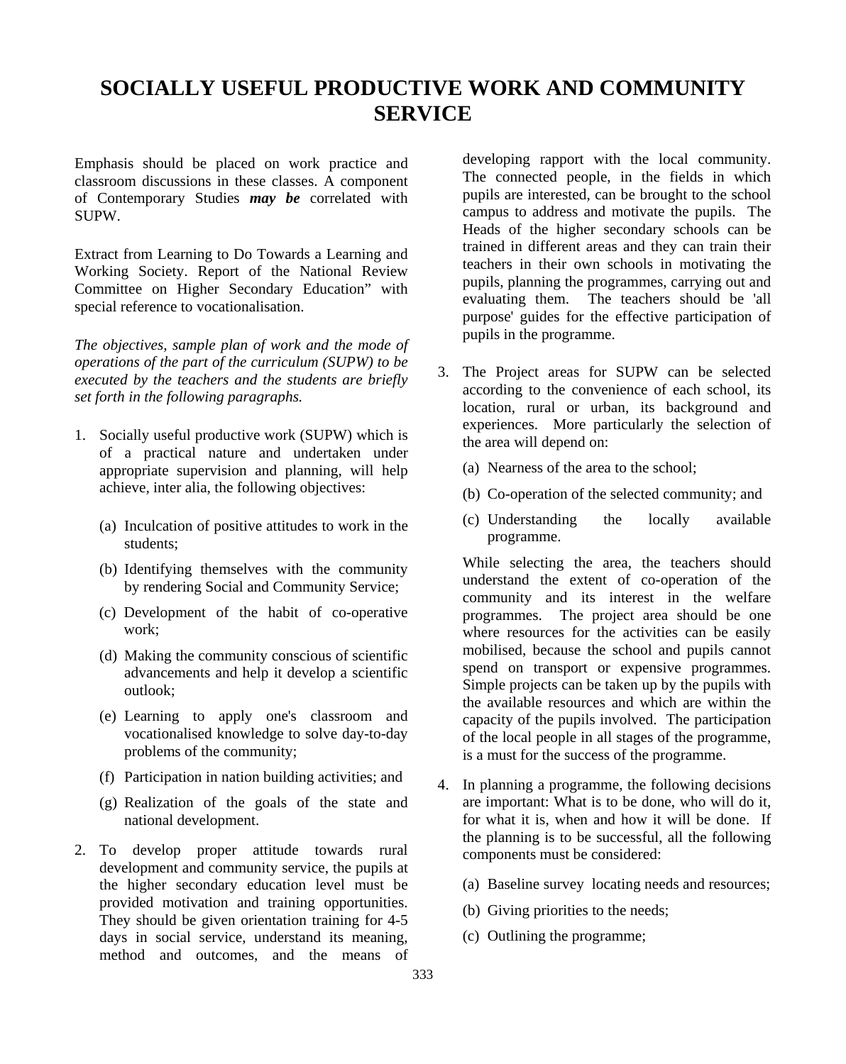# SOCIALLY USEFUL PRODUCTIVE WORK AND COMMUNITY SERVICE

Emphasis should be placed on work practice and classroom discussions in these classes. A component of Contemporary Studies ***may be*** correlated with SUPW.

Extract from Learning to Do Towards a Learning and Working Society. Report of the National Review Committee on Higher Secondary Education" with special reference to vocationalisation.

*The objectives, sample plan of work and the mode of operations of the part of the curriculum (SUPW) to be executed by the teachers and the students are briefly set forth in the following paragraphs.*

1. Socially useful productive work (SUPW) which is of a practical nature and undertaken under appropriate supervision and planning, will help achieve, inter alia, the following objectives:

   (a) Inculcation of positive attitudes to work in the students;

   (b) Identifying themselves with the community by rendering Social and Community Service;

   (c) Development of the habit of co-operative work;

   (d) Making the community conscious of scientific advancements and help it develop a scientific outlook;

   (e) Learning to apply one's classroom and vocationalised knowledge to solve day-to-day problems of the community;

   (f) Participation in nation building activities; and

   (g) Realization of the goals of the state and national development.

2. To develop proper attitude towards rural development and community service, the pupils at the higher secondary education level must be provided motivation and training opportunities. They should be given orientation training for 4-5 days in social service, understand its meaning, method and outcomes, and the means of developing rapport with the local community. The connected people, in the fields in which pupils are interested, can be brought to the school campus to address and motivate the pupils. The Heads of the higher secondary schools can be trained in different areas and they can train their teachers in their own schools in motivating the pupils, planning the programmes, carrying out and evaluating them. The teachers should be 'all purpose' guides for the effective participation of pupils in the programme.

3. The Project areas for SUPW can be selected according to the convenience of each school, its location, rural or urban, its background and experiences. More particularly the selection of the area will depend on:

   (a) Nearness of the area to the school;

   (b) Co-operation of the selected community; and

   (c) Understanding the locally available programme.

   While selecting the area, the teachers should understand the extent of co-operation of the community and its interest in the welfare programmes. The project area should be one where resources for the activities can be easily mobilised, because the school and pupils cannot spend on transport or expensive programmes. Simple projects can be taken up by the pupils with the available resources and which are within the capacity of the pupils involved. The participation of the local people in all stages of the programme, is a must for the success of the programme.

4. In planning a programme, the following decisions are important: What is to be done, who will do it, for what it is, when and how it will be done. If the planning is to be successful, all the following components must be considered:

   (a) Baseline survey locating needs and resources;

   (b) Giving priorities to the needs;

   (c) Outlining the programme;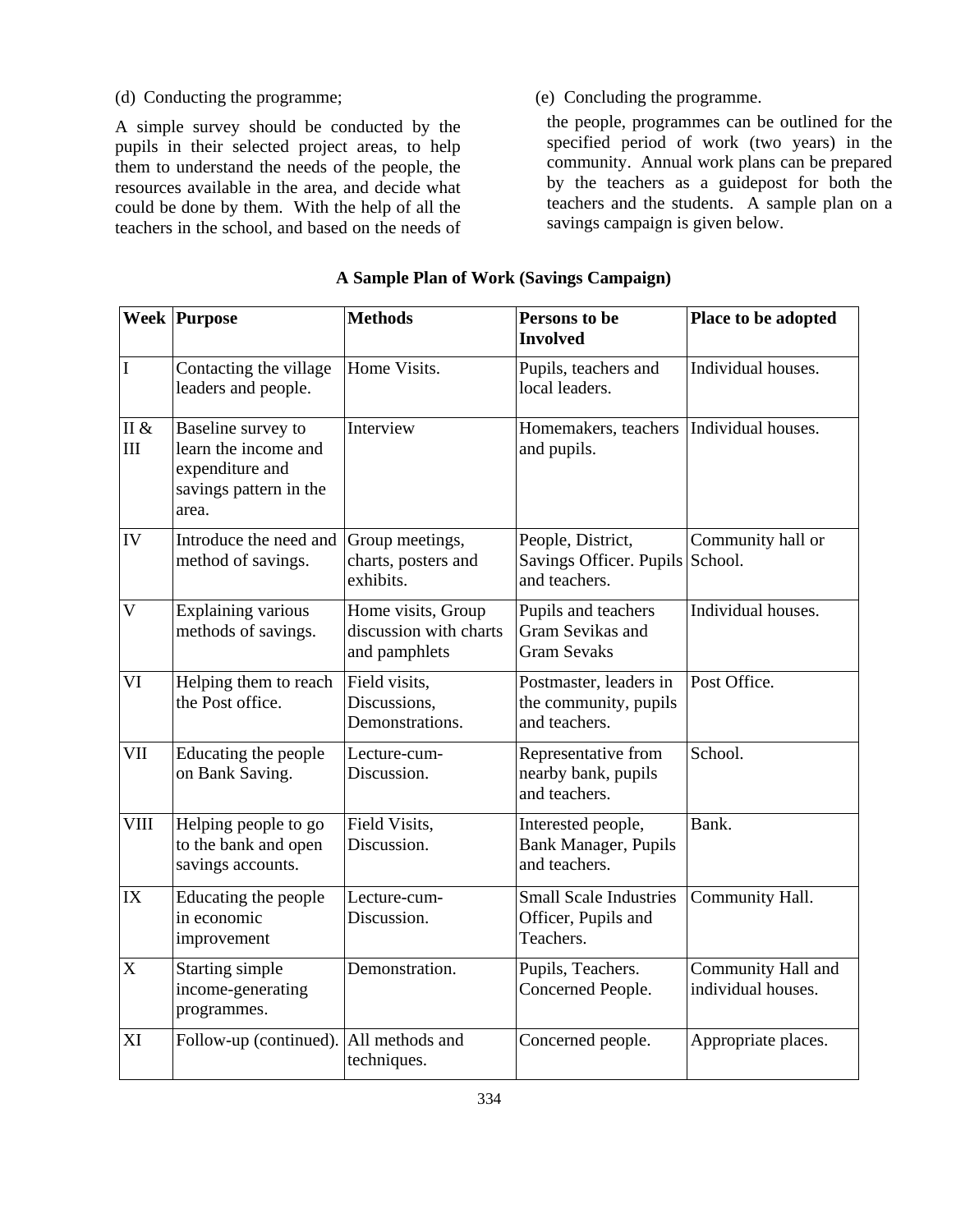(d) Conducting the programme;

(e) Concluding the programme.

A simple survey should be conducted by the pupils in their selected project areas, to help them to understand the needs of the people, the resources available in the area, and decide what could be done by them. With the help of all the teachers in the school, and based on the needs of the people, programmes can be outlined for the specified period of work (two years) in the community. Annual work plans can be prepared by the teachers as a guidepost for both the teachers and the students. A sample plan on a savings campaign is given below.

**A Sample Plan of Work (Savings Campaign)**

| Week | Purpose | Methods | Persons to be Involved | Place to be adopted |
|---|---|---|---|---|
| I | Contacting the village leaders and people. | Home Visits. | Pupils, teachers and local leaders. | Individual houses. |
| II & III | Baseline survey to learn the income and expenditure and savings pattern in the area. | Interview | Homemakers, teachers and pupils. | Individual houses. |
| IV | Introduce the need and method of savings. | Group meetings, charts, posters and exhibits. | People, District, Savings Officer. Pupils and teachers. | Community hall or School. |
| V | Explaining various methods of savings. | Home visits, Group discussion with charts and pamphlets | Pupils and teachers Gram Sevikas and Gram Sevaks | Individual houses. |
| VI | Helping them to reach the Post office. | Field visits, Discussions, Demonstrations. | Postmaster, leaders in the community, pupils and teachers. | Post Office. |
| VII | Educating the people on Bank Saving. | Lecture-cum-Discussion. | Representative from nearby bank, pupils and teachers. | School. |
| VIII | Helping people to go to the bank and open savings accounts. | Field Visits, Discussion. | Interested people, Bank Manager, Pupils and teachers. | Bank. |
| IX | Educating the people in economic improvement | Lecture-cum-Discussion. | Small Scale Industries Officer, Pupils and Teachers. | Community Hall. |
| X | Starting simple income-generating programmes. | Demonstration. | Pupils, Teachers. Concerned People. | Community Hall and individual houses. |
| XI | Follow-up (continued). | All methods and techniques. | Concerned people. | Appropriate places. |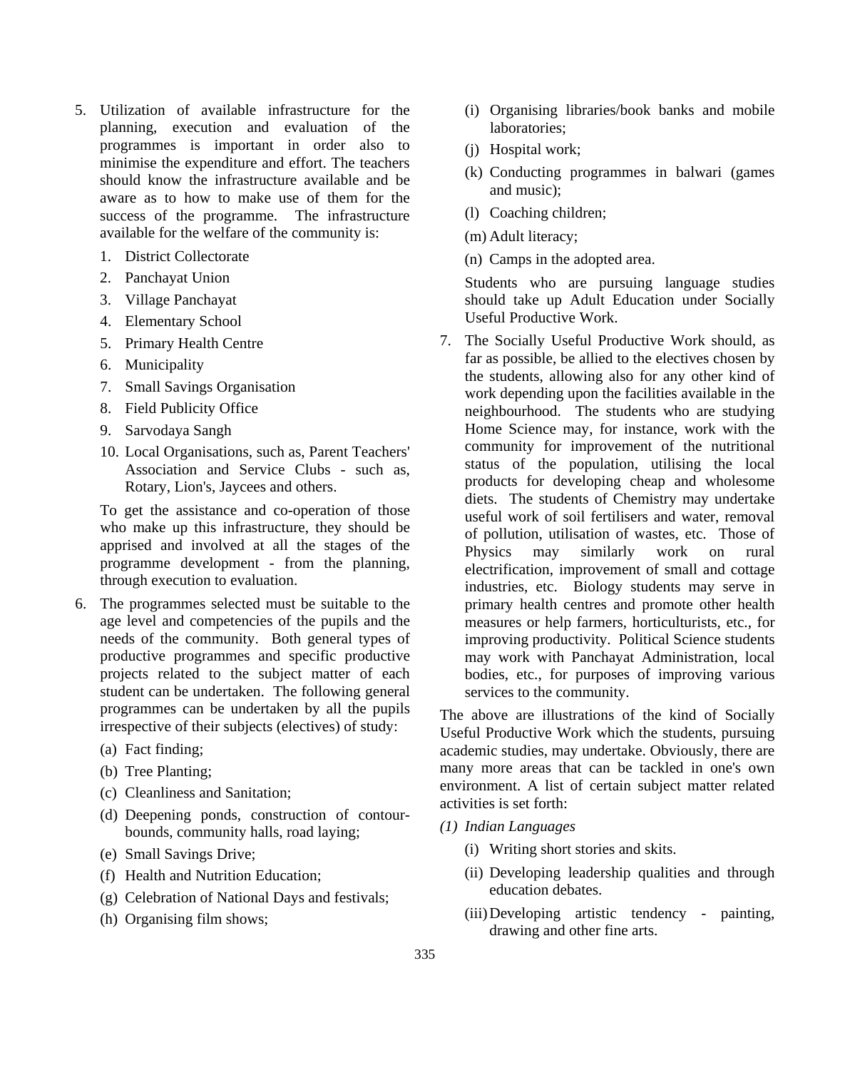5. Utilization of available infrastructure for the planning, execution and evaluation of the programmes is important in order also to minimise the expenditure and effort. The teachers should know the infrastructure available and be aware as to how to make use of them for the success of the programme. The infrastructure available for the welfare of the community is:

    1. District Collectorate
    2. Panchayat Union
    3. Village Panchayat
    4. Elementary School
    5. Primary Health Centre
    6. Municipality
    7. Small Savings Organisation
    8. Field Publicity Office
    9. Sarvodaya Sangh
    10. Local Organisations, such as, Parent Teachers' Association and Service Clubs - such as, Rotary, Lion's, Jaycees and others.

    To get the assistance and co-operation of those who make up this infrastructure, they should be apprised and involved at all the stages of the programme development - from the planning, through execution to evaluation.

6. The programmes selected must be suitable to the age level and competencies of the pupils and the needs of the community. Both general types of productive programmes and specific productive projects related to the subject matter of each student can be undertaken. The following general programmes can be undertaken by all the pupils irrespective of their subjects (electives) of study:

    (a) Fact finding;
    (b) Tree Planting;
    (c) Cleanliness and Sanitation;
    (d) Deepening ponds, construction of contour-bounds, community halls, road laying;
    (e) Small Savings Drive;
    (f) Health and Nutrition Education;
    (g) Celebration of National Days and festivals;
    (h) Organising film shows;
    (i) Organising libraries/book banks and mobile laboratories;
    (j) Hospital work;
    (k) Conducting programmes in balwari (games and music);
    (l) Coaching children;
    (m) Adult literacy;
    (n) Camps in the adopted area.

    Students who are pursuing language studies should take up Adult Education under Socially Useful Productive Work.

7. The Socially Useful Productive Work should, as far as possible, be allied to the electives chosen by the students, allowing also for any other kind of work depending upon the facilities available in the neighbourhood. The students who are studying Home Science may, for instance, work with the community for improvement of the nutritional status of the population, utilising the local products for developing cheap and wholesome diets. The students of Chemistry may undertake useful work of soil fertilisers and water, removal of pollution, utilisation of wastes, etc. Those of Physics may similarly work on rural electrification, improvement of small and cottage industries, etc. Biology students may serve in primary health centres and promote other health measures or help farmers, horticulturists, etc., for improving productivity. Political Science students may work with Panchayat Administration, local bodies, etc., for purposes of improving various services to the community.

The above are illustrations of the kind of Socially Useful Productive Work which the students, pursuing academic studies, may undertake. Obviously, there are many more areas that can be tackled in one's own environment. A list of certain subject matter related activities is set forth:

*(1) Indian Languages*

(i) Writing short stories and skits.

(ii) Developing leadership qualities and through education debates.

(iii) Developing artistic tendency - painting, drawing and other fine arts.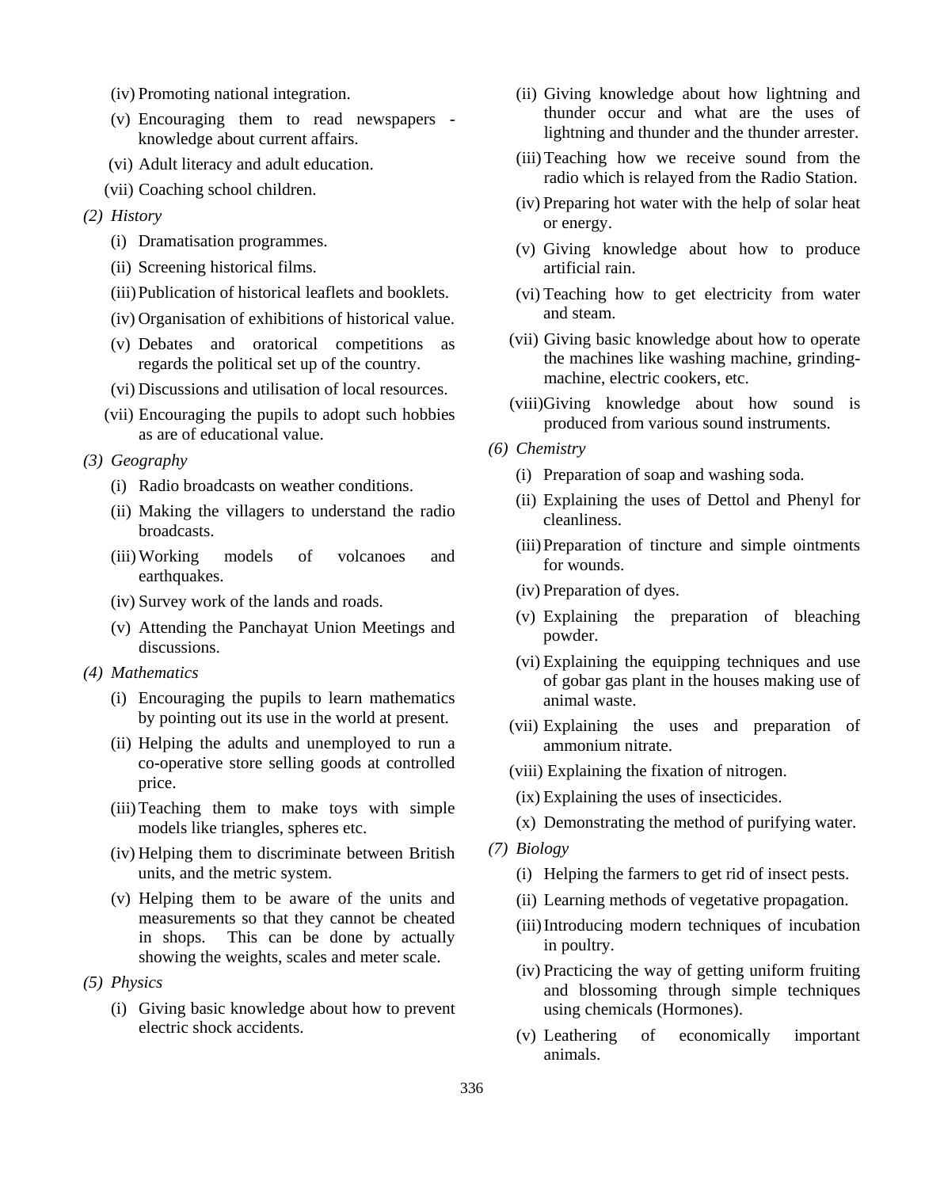(iv) Promoting national integration.

(v) Encouraging them to read newspapers - knowledge about current affairs.

(vi) Adult literacy and adult education.

(vii) Coaching school children.

*(2) History*

(i) Dramatisation programmes.

(ii) Screening historical films.

(iii) Publication of historical leaflets and booklets.

(iv) Organisation of exhibitions of historical value.

(v) Debates and oratorical competitions as regards the political set up of the country.

(vi) Discussions and utilisation of local resources.

(vii) Encouraging the pupils to adopt such hobbies as are of educational value.

*(3) Geography*

(i) Radio broadcasts on weather conditions.

(ii) Making the villagers to understand the radio broadcasts.

(iii) Working models of volcanoes and earthquakes.

(iv) Survey work of the lands and roads.

(v) Attending the Panchayat Union Meetings and discussions.

*(4) Mathematics*

(i) Encouraging the pupils to learn mathematics by pointing out its use in the world at present.

(ii) Helping the adults and unemployed to run a co-operative store selling goods at controlled price.

(iii) Teaching them to make toys with simple models like triangles, spheres etc.

(iv) Helping them to discriminate between British units, and the metric system.

(v) Helping them to be aware of the units and measurements so that they cannot be cheated in shops. This can be done by actually showing the weights, scales and meter scale.

*(5) Physics*

(i) Giving basic knowledge about how to prevent electric shock accidents.

(ii) Giving knowledge about how lightning and thunder occur and what are the uses of lightning and thunder and the thunder arrester.

(iii) Teaching how we receive sound from the radio which is relayed from the Radio Station.

(iv) Preparing hot water with the help of solar heat or energy.

(v) Giving knowledge about how to produce artificial rain.

(vi) Teaching how to get electricity from water and steam.

(vii) Giving basic knowledge about how to operate the machines like washing machine, grinding-machine, electric cookers, etc.

(viii) Giving knowledge about how sound is produced from various sound instruments.

*(6) Chemistry*

(i) Preparation of soap and washing soda.

(ii) Explaining the uses of Dettol and Phenyl for cleanliness.

(iii) Preparation of tincture and simple ointments for wounds.

(iv) Preparation of dyes.

(v) Explaining the preparation of bleaching powder.

(vi) Explaining the equipping techniques and use of gobar gas plant in the houses making use of animal waste.

(vii) Explaining the uses and preparation of ammonium nitrate.

(viii) Explaining the fixation of nitrogen.

(ix) Explaining the uses of insecticides.

(x) Demonstrating the method of purifying water.

*(7) Biology*

(i) Helping the farmers to get rid of insect pests.

(ii) Learning methods of vegetative propagation.

(iii) Introducing modern techniques of incubation in poultry.

(iv) Practicing the way of getting uniform fruiting and blossoming through simple techniques using chemicals (Hormones).

(v) Leathering of economically important animals.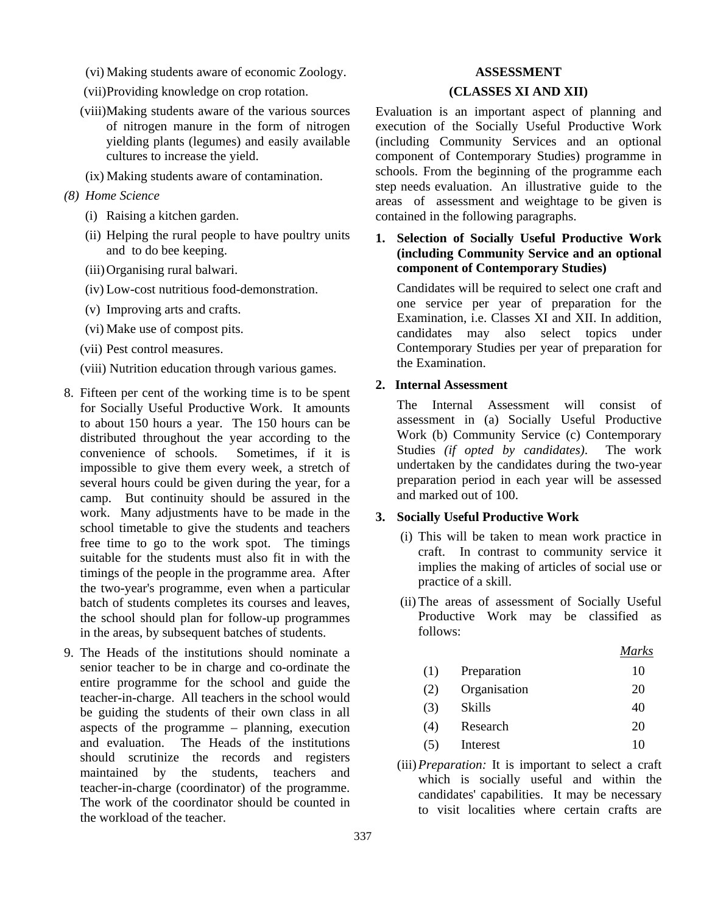(vi) Making students aware of economic Zoology.

(vii) Providing knowledge on crop rotation.

(viii) Making students aware of the various sources of nitrogen manure in the form of nitrogen yielding plants (legumes) and easily available cultures to increase the yield.

(ix) Making students aware of contamination.

*(8) Home Science*

(i) Raising a kitchen garden.

(ii) Helping the rural people to have poultry units and to do bee keeping.

(iii) Organising rural balwari.

(iv) Low-cost nutritious food-demonstration.

(v) Improving arts and crafts.

(vi) Make use of compost pits.

(vii) Pest control measures.

(viii) Nutrition education through various games.

8. Fifteen per cent of the working time is to be spent for Socially Useful Productive Work. It amounts to about 150 hours a year. The 150 hours can be distributed throughout the year according to the convenience of schools. Sometimes, if it is impossible to give them every week, a stretch of several hours could be given during the year, for a camp. But continuity should be assured in the work. Many adjustments have to be made in the school timetable to give the students and teachers free time to go to the work spot. The timings suitable for the students must also fit in with the timings of the people in the programme area. After the two-year's programme, even when a particular batch of students completes its courses and leaves, the school should plan for follow-up programmes in the areas, by subsequent batches of students.

9. The Heads of the institutions should nominate a senior teacher to be in charge and co-ordinate the entire programme for the school and guide the teacher-in-charge. All teachers in the school would be guiding the students of their own class in all aspects of the programme – planning, execution and evaluation. The Heads of the institutions should scrutinize the records and registers maintained by the students, teachers and teacher-in-charge (coordinator) of the programme. The work of the coordinator should be counted in the workload of the teacher.

## ASSESSMENT

## (CLASSES XI AND XII)

Evaluation is an important aspect of planning and execution of the Socially Useful Productive Work (including Community Services and an optional component of Contemporary Studies) programme in schools. From the beginning of the programme each step needs evaluation. An illustrative guide to the areas of assessment and weightage to be given is contained in the following paragraphs.

**1. Selection of Socially Useful Productive Work (including Community Service and an optional component of Contemporary Studies)**

Candidates will be required to select one craft and one service per year of preparation for the Examination, i.e. Classes XI and XII. In addition, candidates may also select topics under Contemporary Studies per year of preparation for the Examination.

**2. Internal Assessment**

The Internal Assessment will consist of assessment in (a) Socially Useful Productive Work (b) Community Service (c) Contemporary Studies *(if opted by candidates)*. The work undertaken by the candidates during the two-year preparation period in each year will be assessed and marked out of 100.

**3. Socially Useful Productive Work**

(i) This will be taken to mean work practice in craft. In contrast to community service it implies the making of articles of social use or practice of a skill.

(ii) The areas of assessment of Socially Useful Productive Work may be classified as follows:

| | | *Marks* |
|---|---|---|
| (1) | Preparation | 10 |
| (2) | Organisation | 20 |
| (3) | Skills | 40 |
| (4) | Research | 20 |
| (5) | Interest | 10 |

(iii) *Preparation:* It is important to select a craft which is socially useful and within the candidates' capabilities. It may be necessary to visit localities where certain crafts are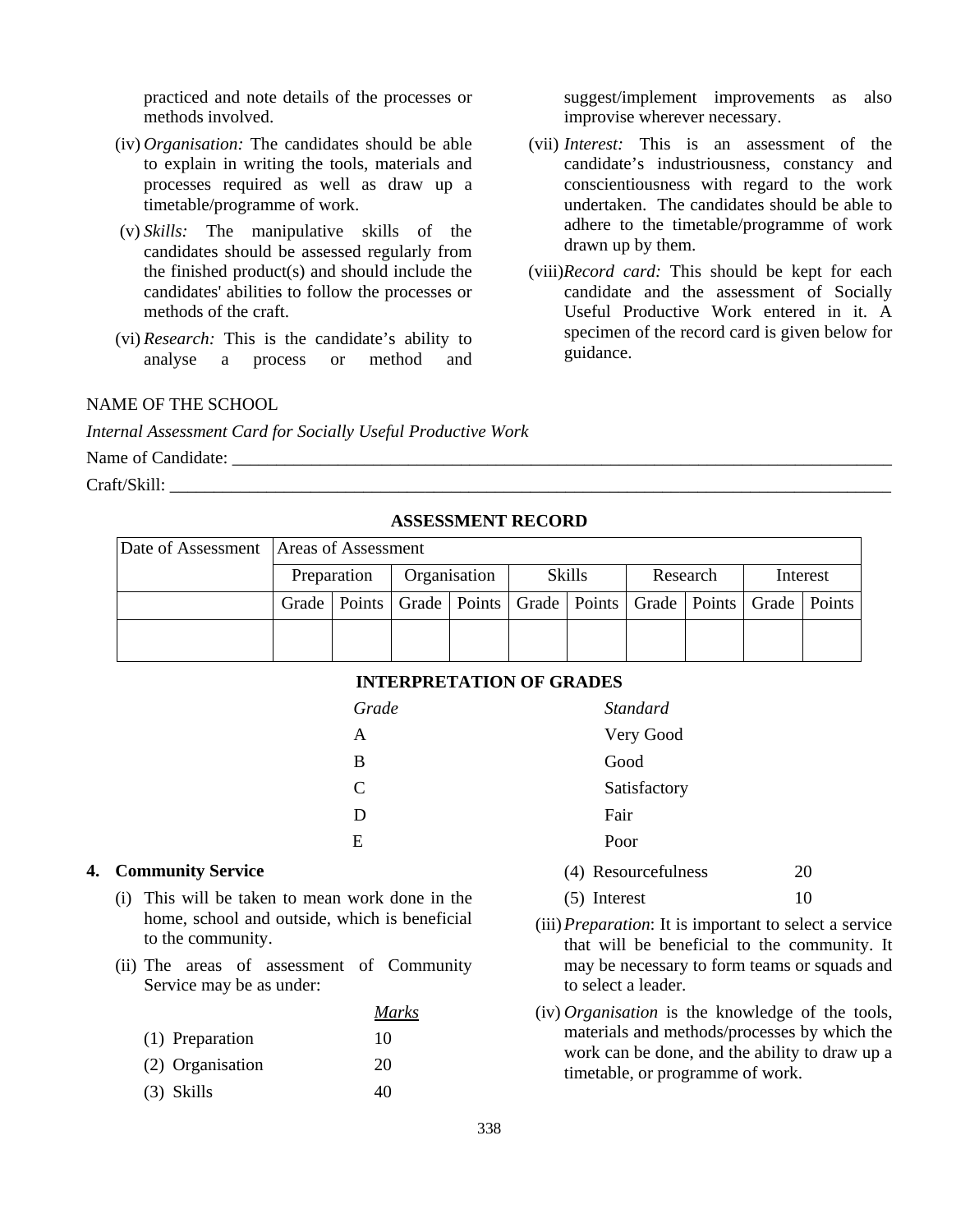practiced and note details of the processes or methods involved.

(iv) *Organisation:* The candidates should be able to explain in writing the tools, materials and processes required as well as draw up a timetable/programme of work.

(v) *Skills:* The manipulative skills of the candidates should be assessed regularly from the finished product(s) and should include the candidates' abilities to follow the processes or methods of the craft.

(vi) *Research:* This is the candidate's ability to analyse a process or method and suggest/implement improvements as also improvise wherever necessary.

(vii) *Interest:* This is an assessment of the candidate's industriousness, constancy and conscientiousness with regard to the work undertaken. The candidates should be able to adhere to the timetable/programme of work drawn up by them.

(viii) *Record card:* This should be kept for each candidate and the assessment of Socially Useful Productive Work entered in it. A specimen of the record card is given below for guidance.

NAME OF THE SCHOOL

*Internal Assessment Card for Socially Useful Productive Work*

Name of Candidate: ______________________________________________

Craft/Skill: ______________________________________________

**ASSESSMENT RECORD**

| Date of Assessment | Areas of Assessment | | | | | | | | | |
|---|---|---|---|---|---|---|---|---|---|---|
| | Preparation | | Organisation | | Skills | | Research | | Interest | |
| | Grade | Points | Grade | Points | Grade | Points | Grade | Points | Grade | Points |
| | | | | | | | | | | |

**INTERPRETATION OF GRADES**

| *Grade* | *Standard* |
|---|---|
| A | Very Good |
| B | Good |
| C | Satisfactory |
| D | Fair |
| E | Poor |

**4. Community Service**

(i) This will be taken to mean work done in the home, school and outside, which is beneficial to the community.

(ii) The areas of assessment of Community Service may be as under:

| | <u>Marks</u> |
|---|---|
| (1) Preparation | 10 |
| (2) Organisation | 20 |
| (3) Skills | 40 |
| (4) Resourcefulness | 20 |
| (5) Interest | 10 |

(iii) *Preparation*: It is important to select a service that will be beneficial to the community. It may be necessary to form teams or squads and to select a leader.

(iv) *Organisation* is the knowledge of the tools, materials and methods/processes by which the work can be done, and the ability to draw up a timetable, or programme of work.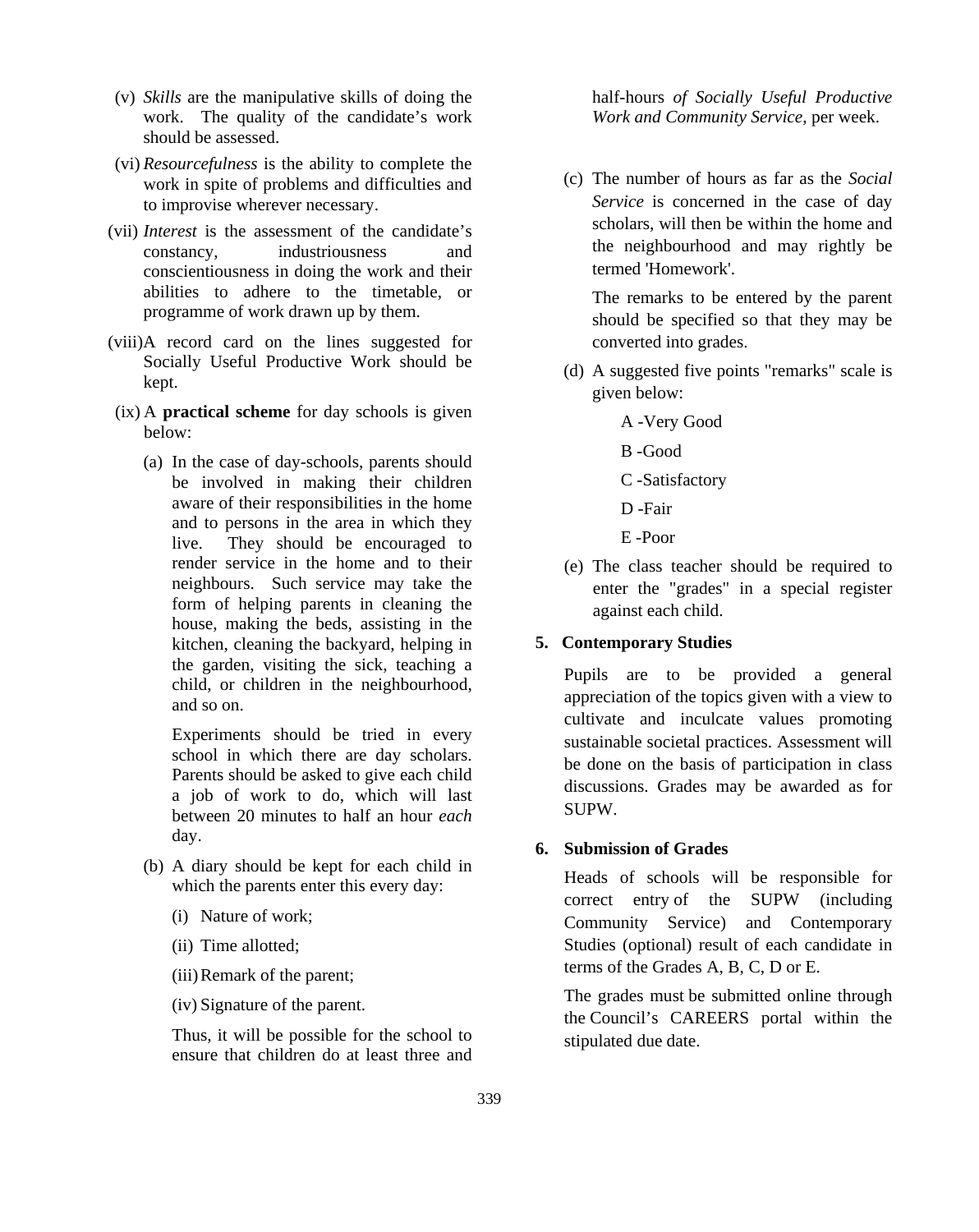(v) *Skills* are the manipulative skills of doing the work. The quality of the candidate's work should be assessed.

(vi) *Resourcefulness* is the ability to complete the work in spite of problems and difficulties and to improvise wherever necessary.

(vii) *Interest* is the assessment of the candidate's constancy, industriousness and conscientiousness in doing the work and their abilities to adhere to the timetable, or programme of work drawn up by them.

(viii) A record card on the lines suggested for Socially Useful Productive Work should be kept.

(ix) A **practical scheme** for day schools is given below:

(a) In the case of day-schools, parents should be involved in making their children aware of their responsibilities in the home and to persons in the area in which they live. They should be encouraged to render service in the home and to their neighbours. Such service may take the form of helping parents in cleaning the house, making the beds, assisting in the kitchen, cleaning the backyard, helping in the garden, visiting the sick, teaching a child, or children in the neighbourhood, and so on.

Experiments should be tried in every school in which there are day scholars. Parents should be asked to give each child a job of work to do, which will last between 20 minutes to half an hour *each* day.

(b) A diary should be kept for each child in which the parents enter this every day:

(i) Nature of work;

(ii) Time allotted;

(iii) Remark of the parent;

(iv) Signature of the parent.

Thus, it will be possible for the school to ensure that children do at least three and half-hours *of Socially Useful Productive Work and Community Service*, per week.

(c) The number of hours as far as the *Social Service* is concerned in the case of day scholars, will then be within the home and the neighbourhood and may rightly be termed 'Homework'.

The remarks to be entered by the parent should be specified so that they may be converted into grades.

(d) A suggested five points "remarks" scale is given below:

A -Very Good

B -Good

C -Satisfactory

D -Fair

E -Poor

(e) The class teacher should be required to enter the "grades" in a special register against each child.

## 5. Contemporary Studies

Pupils are to be provided a general appreciation of the topics given with a view to cultivate and inculcate values promoting sustainable societal practices. Assessment will be done on the basis of participation in class discussions. Grades may be awarded as for SUPW.

## 6. Submission of Grades

Heads of schools will be responsible for correct entry of the SUPW (including Community Service) and Contemporary Studies (optional) result of each candidate in terms of the Grades A, B, C, D or E.

The grades must be submitted online through the Council's CAREERS portal within the stipulated due date.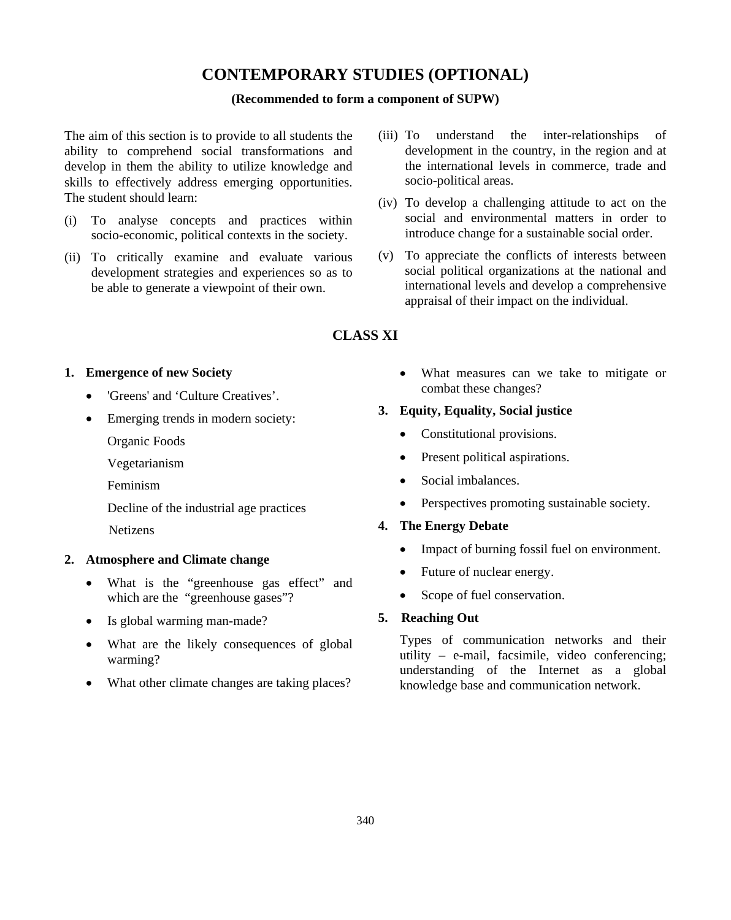# CONTEMPORARY STUDIES (OPTIONAL)

**(Recommended to form a component of SUPW)**

The aim of this section is to provide to all students the ability to comprehend social transformations and develop in them the ability to utilize knowledge and skills to effectively address emerging opportunities. The student should learn:

(i) To analyse concepts and practices within socio-economic, political contexts in the society.

(ii) To critically examine and evaluate various development strategies and experiences so as to be able to generate a viewpoint of their own.

(iii) To understand the inter-relationships of development in the country, in the region and at the international levels in commerce, trade and socio-political areas.

(iv) To develop a challenging attitude to act on the social and environmental matters in order to introduce change for a sustainable social order.

(v) To appreciate the conflicts of interests between social political organizations at the national and international levels and develop a comprehensive appraisal of their impact on the individual.

## CLASS XI

**1. Emergence of new Society**

- 'Greens' and ‘Culture Creatives’.
- Emerging trends in modern society:

  Organic Foods

  Vegetarianism

  Feminism

  Decline of the industrial age practices

  Netizens

**2. Atmosphere and Climate change**

- What is the “greenhouse gas effect” and which are the “greenhouse gases”?
- Is global warming man-made?
- What are the likely consequences of global warming?
- What other climate changes are taking places?
- What measures can we take to mitigate or combat these changes?

**3. Equity, Equality, Social justice**

- Constitutional provisions.
- Present political aspirations.
- Social imbalances.
- Perspectives promoting sustainable society.

**4. The Energy Debate**

- Impact of burning fossil fuel on environment.
- Future of nuclear energy.
- Scope of fuel conservation.

**5. Reaching Out**

Types of communication networks and their utility – e-mail, facsimile, video conferencing; understanding of the Internet as a global knowledge base and communication network.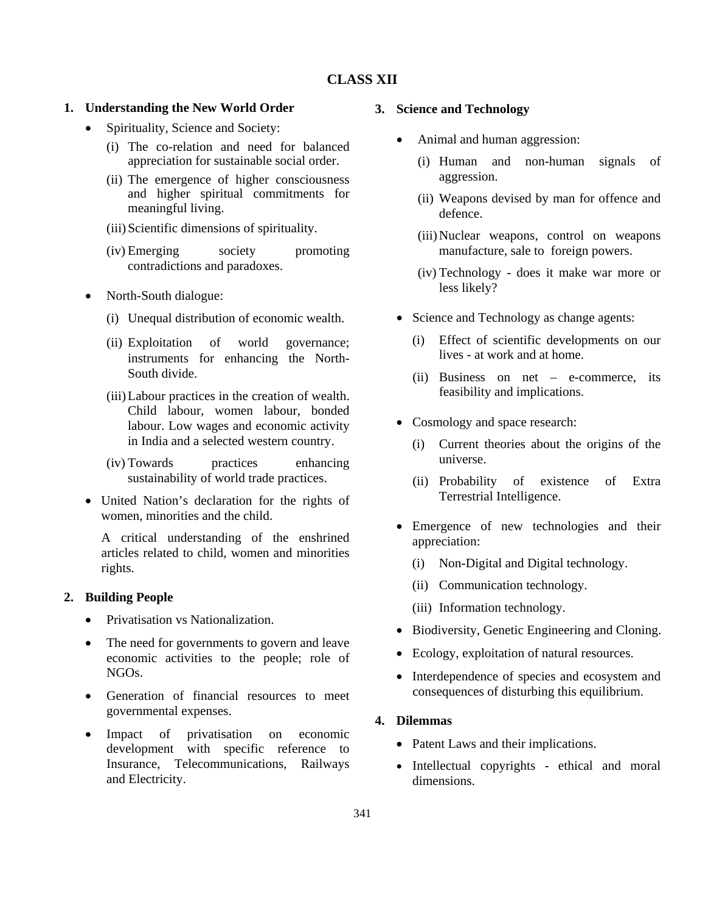## CLASS XII

**1. Understanding the New World Order**

- Spirituality, Science and Society:
  - (i) The co-relation and need for balanced appreciation for sustainable social order.
  - (ii) The emergence of higher consciousness and higher spiritual commitments for meaningful living.
  - (iii) Scientific dimensions of spirituality.
  - (iv) Emerging society promoting contradictions and paradoxes.
- North-South dialogue:
  - (i) Unequal distribution of economic wealth.
  - (ii) Exploitation of world governance; instruments for enhancing the North-South divide.
  - (iii) Labour practices in the creation of wealth. Child labour, women labour, bonded labour. Low wages and economic activity in India and a selected western country.
  - (iv) Towards practices enhancing sustainability of world trade practices.
- United Nation's declaration for the rights of women, minorities and the child.

  A critical understanding of the enshrined articles related to child, women and minorities rights.

**2. Building People**

- Privatisation vs Nationalization.
- The need for governments to govern and leave economic activities to the people; role of NGOs.
- Generation of financial resources to meet governmental expenses.
- Impact of privatisation on economic development with specific reference to Insurance, Telecommunications, Railways and Electricity.

**3. Science and Technology**

- Animal and human aggression:
  - (i) Human and non-human signals of aggression.
  - (ii) Weapons devised by man for offence and defence.
  - (iii) Nuclear weapons, control on weapons manufacture, sale to foreign powers.
  - (iv) Technology - does it make war more or less likely?
- Science and Technology as change agents:
  - (i) Effect of scientific developments on our lives - at work and at home.
  - (ii) Business on net – e-commerce, its feasibility and implications.
- Cosmology and space research:
  - (i) Current theories about the origins of the universe.
  - (ii) Probability of existence of Extra Terrestrial Intelligence.
- Emergence of new technologies and their appreciation:
  - (i) Non-Digital and Digital technology.
  - (ii) Communication technology.
  - (iii) Information technology.
- Biodiversity, Genetic Engineering and Cloning.
- Ecology, exploitation of natural resources.
- Interdependence of species and ecosystem and consequences of disturbing this equilibrium.

**4. Dilemmas**

- Patent Laws and their implications.
- Intellectual copyrights - ethical and moral dimensions.